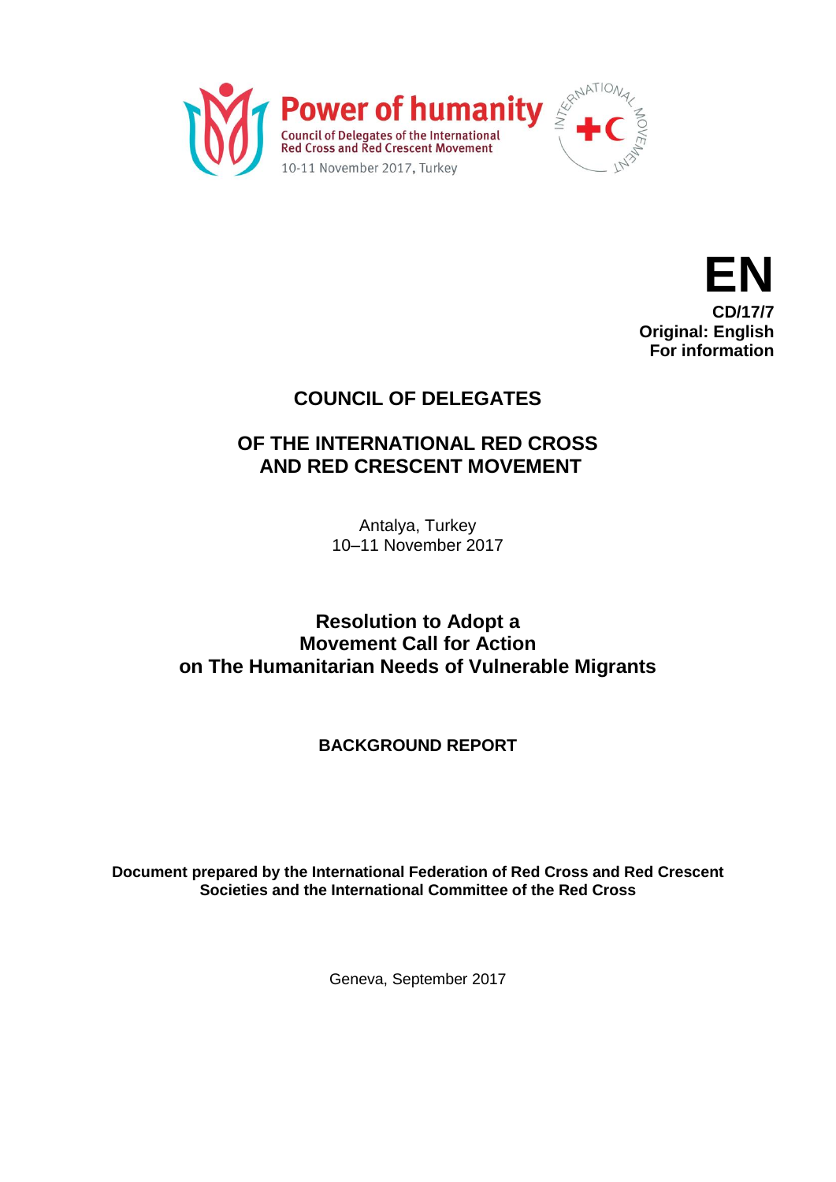Power of humanity
Council of Delegates of the International Red Cross and Red Crescent Movement
10-11 November 2017, Turkey

INTERNATIONAL MOVEMENT

**EN**
**CD/17/7**
**Original: English**
**For information**

# COUNCIL OF DELEGATES

# OF THE INTERNATIONAL RED CROSS AND RED CRESCENT MOVEMENT

Antalya, Turkey
10–11 November 2017

## Resolution to Adopt a Movement Call for Action on The Humanitarian Needs of Vulnerable Migrants

### BACKGROUND REPORT

**Document prepared by the International Federation of Red Cross and Red Crescent Societies and the International Committee of the Red Cross**

Geneva, September 2017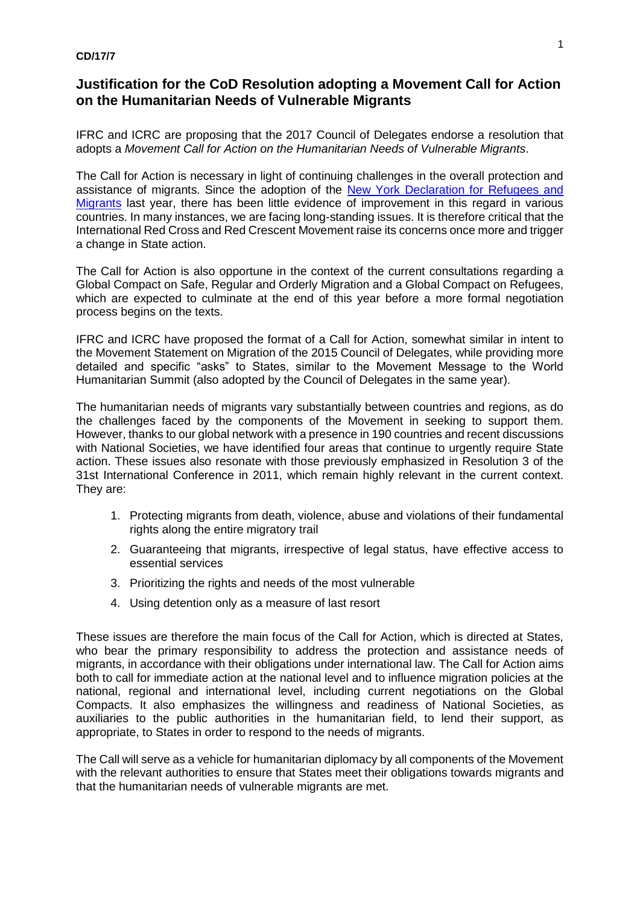**CD/17/7**

## Justification for the CoD Resolution adopting a Movement Call for Action on the Humanitarian Needs of Vulnerable Migrants

IFRC and ICRC are proposing that the 2017 Council of Delegates endorse a resolution that adopts a *Movement Call for Action on the Humanitarian Needs of Vulnerable Migrants*.

The Call for Action is necessary in light of continuing challenges in the overall protection and assistance of migrants. Since the adoption of the New York Declaration for Refugees and Migrants last year, there has been little evidence of improvement in this regard in various countries. In many instances, we are facing long-standing issues. It is therefore critical that the International Red Cross and Red Crescent Movement raise its concerns once more and trigger a change in State action.

The Call for Action is also opportune in the context of the current consultations regarding a Global Compact on Safe, Regular and Orderly Migration and a Global Compact on Refugees, which are expected to culminate at the end of this year before a more formal negotiation process begins on the texts.

IFRC and ICRC have proposed the format of a Call for Action, somewhat similar in intent to the Movement Statement on Migration of the 2015 Council of Delegates, while providing more detailed and specific "asks" to States, similar to the Movement Message to the World Humanitarian Summit (also adopted by the Council of Delegates in the same year).

The humanitarian needs of migrants vary substantially between countries and regions, as do the challenges faced by the components of the Movement in seeking to support them. However, thanks to our global network with a presence in 190 countries and recent discussions with National Societies, we have identified four areas that continue to urgently require State action. These issues also resonate with those previously emphasized in Resolution 3 of the 31st International Conference in 2011, which remain highly relevant in the current context. They are:

1. Protecting migrants from death, violence, abuse and violations of their fundamental rights along the entire migratory trail
2. Guaranteeing that migrants, irrespective of legal status, have effective access to essential services
3. Prioritizing the rights and needs of the most vulnerable
4. Using detention only as a measure of last resort

These issues are therefore the main focus of the Call for Action, which is directed at States, who bear the primary responsibility to address the protection and assistance needs of migrants, in accordance with their obligations under international law. The Call for Action aims both to call for immediate action at the national level and to influence migration policies at the national, regional and international level, including current negotiations on the Global Compacts. It also emphasizes the willingness and readiness of National Societies, as auxiliaries to the public authorities in the humanitarian field, to lend their support, as appropriate, to States in order to respond to the needs of migrants.

The Call will serve as a vehicle for humanitarian diplomacy by all components of the Movement with the relevant authorities to ensure that States meet their obligations towards migrants and that the humanitarian needs of vulnerable migrants are met.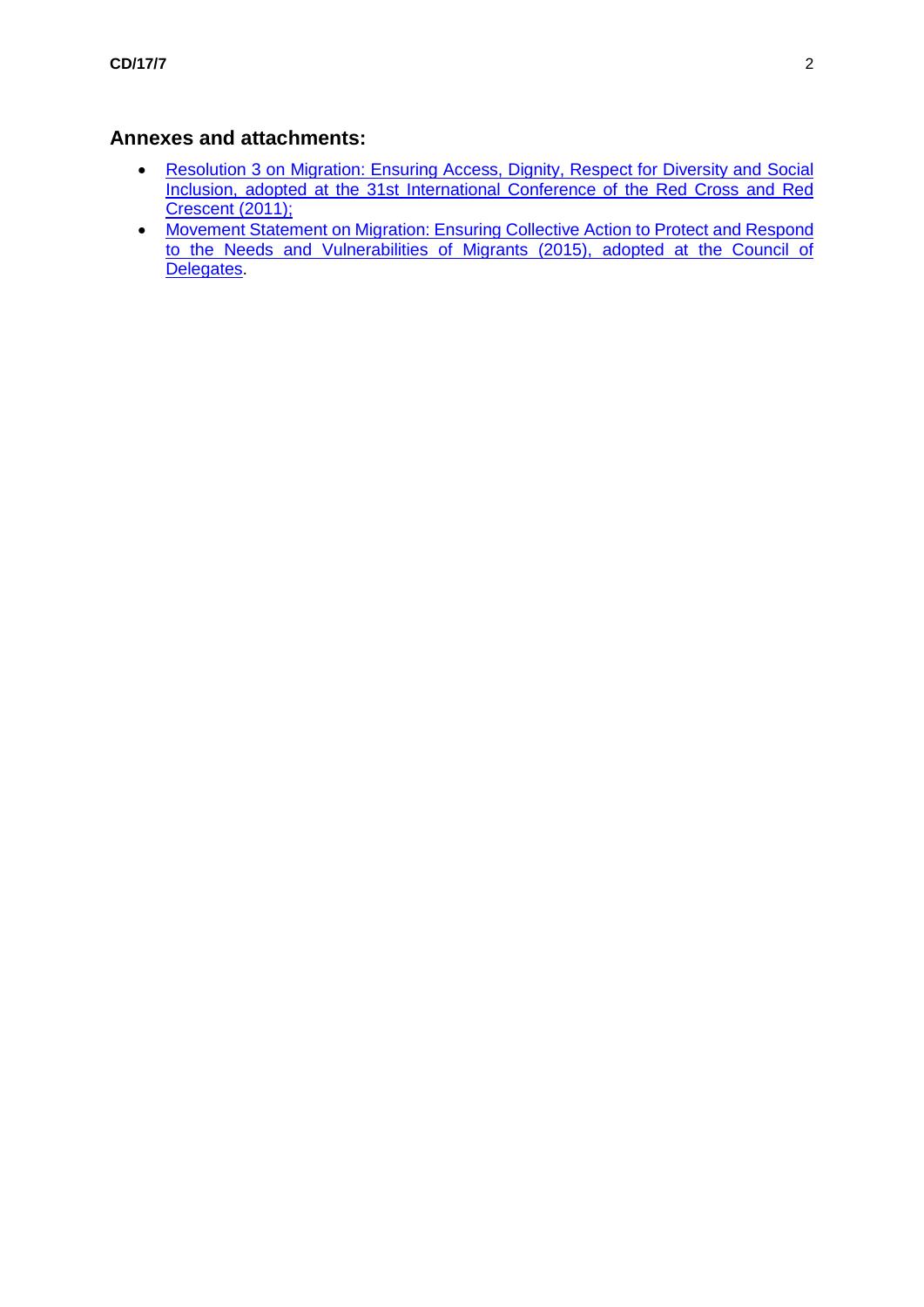## Annexes and attachments:

- Resolution 3 on Migration: Ensuring Access, Dignity, Respect for Diversity and Social Inclusion, adopted at the 31st International Conference of the Red Cross and Red Crescent (2011);
- Movement Statement on Migration: Ensuring Collective Action to Protect and Respond to the Needs and Vulnerabilities of Migrants (2015), adopted at the Council of Delegates.